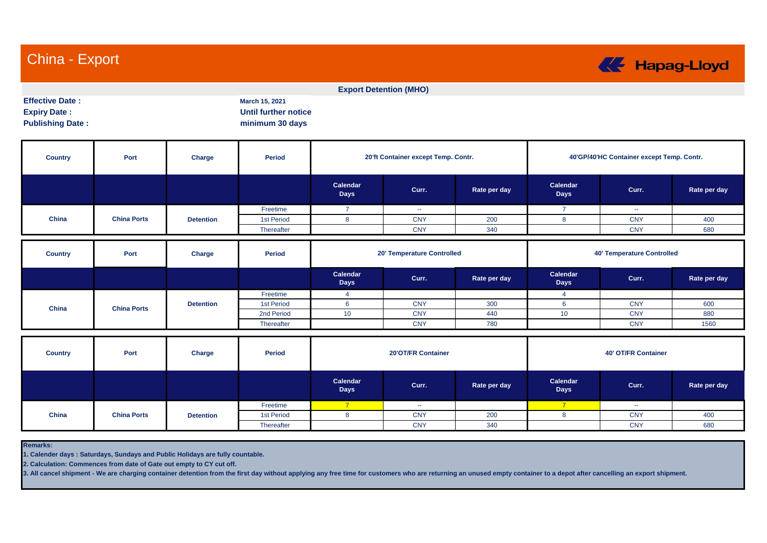# China - Export

Hapag-Lloyd

**Export Detention (MHO)**

**Effective Date :** March 15, 2021
**Expiry Date :** Until further notice
**Publishing Date :** minimum 30 days

| Country | Port | Charge | Period | 20'ft Container except Temp. Contr. | | | 40'GP/40'HC Container except Temp. Contr. | | |
|---|---|---|---|---|---|---|---|---|---|
| | | | | Calendar Days | Curr. | Rate per day | Calendar Days | Curr. | Rate per day |
| China | China Ports | Detention | Freetime | 7 | -- | | 7 | -- | |
| | | | 1st Period | 8 | CNY | 200 | 8 | CNY | 400 |
| | | | Thereafter | | CNY | 340 | | CNY | 680 |

| Country | Port | Charge | Period | 20' Temperature Controlled | | | 40' Temperature Controlled | | |
|---|---|---|---|---|---|---|---|---|---|
| | | | | Calendar Days | Curr. | Rate per day | Calendar Days | Curr. | Rate per day |
| China | China Ports | Detention | Freetime | 4 | | | 4 | | |
| | | | 1st Period | 6 | CNY | 300 | 6 | CNY | 600 |
| | | | 2nd Period | 10 | CNY | 440 | 10 | CNY | 880 |
| | | | Thereafter | | CNY | 780 | | CNY | 1560 |

| Country | Port | Charge | Period | 20'OT/FR Container | | | 40' OT/FR Container | | |
|---|---|---|---|---|---|---|---|---|---|
| | | | | Calendar Days | Curr. | Rate per day | Calendar Days | Curr. | Rate per day |
| China | China Ports | Detention | Freetime | 7 | -- | | 7 | -- | |
| | | | 1st Period | 8 | CNY | 200 | 8 | CNY | 400 |
| | | | Thereafter | | CNY | 340 | | CNY | 680 |

**Remarks:**

1. Calender days : Saturdays, Sundays and Public Holidays are fully countable.
2. Calculation: Commences from date of Gate out empty to CY cut off.
3. All cancel shipment - We are charging container detention from the first day without applying any free time for customers who are returning an unused empty container to a depot after cancelling an export shipment.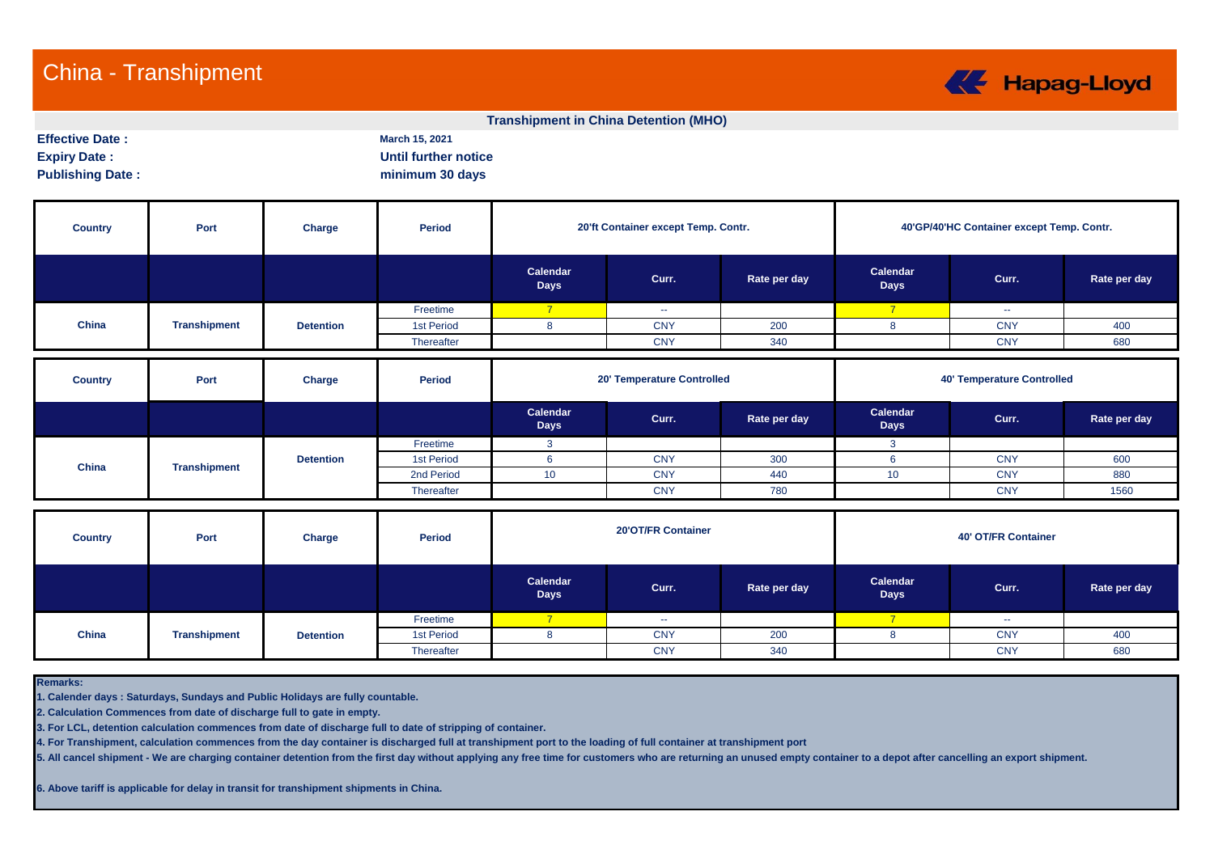# China - Transhipment

Hapag-Lloyd

**Transhipment in China Detention (MHO)**

**Effective Date :** March 15, 2021
**Expiry Date :** Until further notice
**Publishing Date :** minimum 30 days

| Country | Port | Charge | Period | 20'ft Container except Temp. Contr. | | | 40'GP/40'HC Container except Temp. Contr. | | |
|---|---|---|---|---|---|---|---|---|---|
| | | | | Calendar Days | Curr. | Rate per day | Calendar Days | Curr. | Rate per day |
| China | Transhipment | Detention | Freetime | 7 | -- | | 7 | -- | |
| | | | 1st Period | 8 | CNY | 200 | 8 | CNY | 400 |
| | | | Thereafter | | CNY | 340 | | CNY | 680 |

| Country | Port | Charge | Period | 20' Temperature Controlled | | | 40' Temperature Controlled | | |
|---|---|---|---|---|---|---|---|---|---|
| | | | | Calendar Days | Curr. | Rate per day | Calendar Days | Curr. | Rate per day |
| China | Transhipment | Detention | Freetime | 3 | | | 3 | | |
| | | | 1st Period | 6 | CNY | 300 | 6 | CNY | 600 |
| | | | 2nd Period | 10 | CNY | 440 | 10 | CNY | 880 |
| | | | Thereafter | | CNY | 780 | | CNY | 1560 |

| Country | Port | Charge | Period | 20'OT/FR Container | | | 40' OT/FR Container | | |
|---|---|---|---|---|---|---|---|---|---|
| | | | | Calendar Days | Curr. | Rate per day | Calendar Days | Curr. | Rate per day |
| China | Transhipment | Detention | Freetime | 7 | -- | | 7 | -- | |
| | | | 1st Period | 8 | CNY | 200 | 8 | CNY | 400 |
| | | | Thereafter | | CNY | 340 | | CNY | 680 |

**Remarks:**

**1. Calender days : Saturdays, Sundays and Public Holidays are fully countable.**

**2. Calculation Commences from date of discharge full to gate in empty.**

**3. For LCL, detention calculation commences from date of discharge full to date of stripping of container.**

**4. For Transhipment, calculation commences from the day container is discharged full at transhipment port to the loading of full container at transhipment port**

**5. All cancel shipment - We are charging container detention from the first day without applying any free time for customers who are returning an unused empty container to a depot after cancelling an export shipment.**

**6. Above tariff is applicable for delay in transit for transhipment shipments in China.**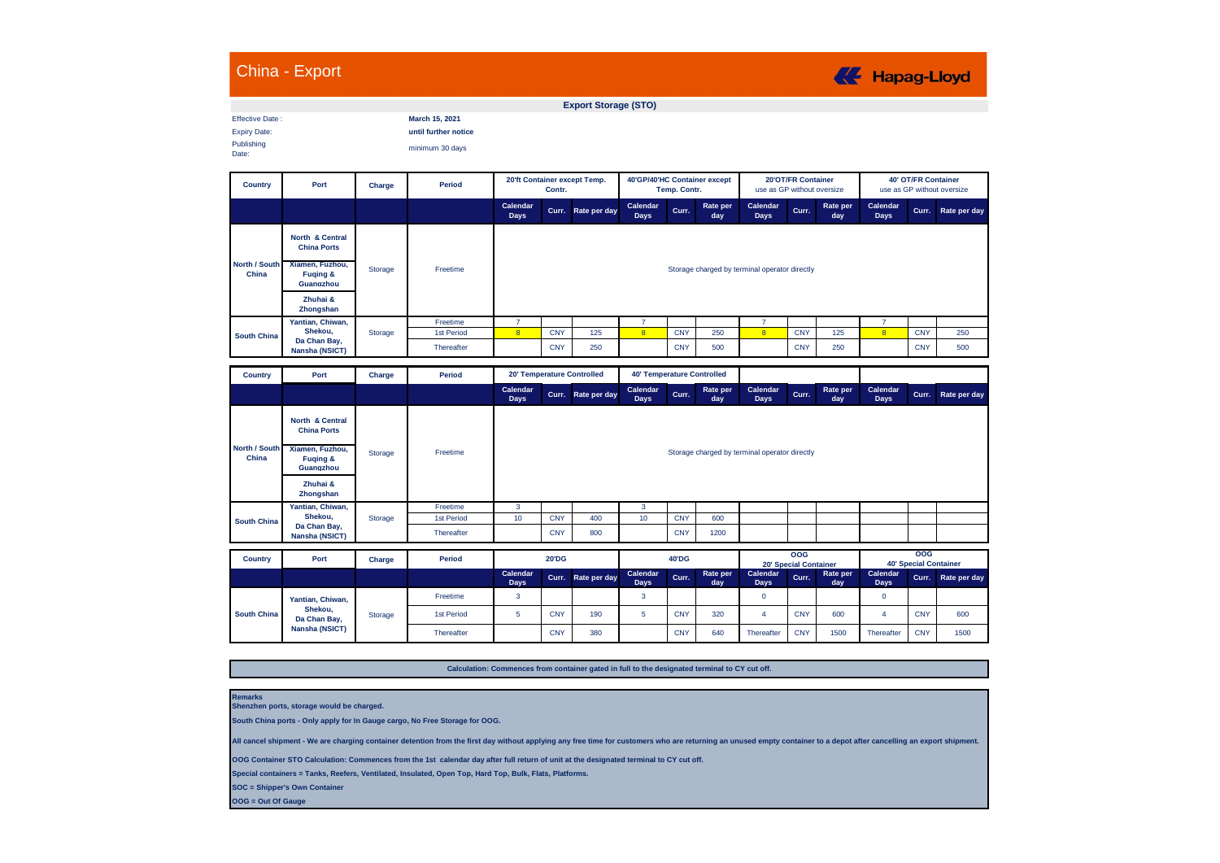# China - Export

Hapag-Lloyd

## Export Storage (STO)

Effective Date : **March 15, 2021**

Expiry Date: **until further notice**

Publishing Date: minimum 30 days

| Country | Port | Charge | Period | 20'ft Container except Temp. Contr. | | | 40'GP/40'HC Container except Temp. Contr. | | | 20'OT/FR Container use as GP without oversize | | | 40' OT/FR Container use as GP without oversize | | |
|---|---|---|---|---|---|---|---|---|---|---|---|---|---|---|---|
| | | | | Calendar Days | Curr. | Rate per day | Calendar Days | Curr. | Rate per day | Calendar Days | Curr. | Rate per day | Calendar Days | Curr. | Rate per day |
| North / South China | North & Central China Ports; Xiamen, Fuzhou, Fuqing & Guangzhou; Zhuhai & Zhongshan | Storage | Freetime | Storage charged by terminal operator directly | | | | | | | | | | | |
| South China | Yantian, Chiwan, Shekou, Da Chan Bay, Nansha (NSICT) | Storage | Freetime | 7 | | | 7 | | | 7 | | | 7 | | |
| | | | 1st Period | 8 | CNY | 125 | 8 | CNY | 250 | 8 | CNY | 125 | 8 | CNY | 250 |
| | | | Thereafter | | CNY | 250 | | CNY | 500 | | CNY | 250 | | CNY | 500 |

| Country | Port | Charge | Period | 20' Temperature Controlled | | | 40' Temperature Controlled | | | | | | | | |
|---|---|---|---|---|---|---|---|---|---|---|---|---|---|---|---|
| | | | | Calendar Days | Curr. | Rate per day | Calendar Days | Curr. | Rate per day | Calendar Days | Curr. | Rate per day | Calendar Days | Curr. | Rate per day |
| North / South China | North & Central China Ports; Xiamen, Fuzhou, Fuqing & Guangzhou; Zhuhai & Zhongshan | Storage | Freetime | Storage charged by terminal operator directly | | | | | | | | | | | |
| South China | Yantian, Chiwan, Shekou, Da Chan Bay, Nansha (NSICT) | Storage | Freetime | 3 | | | 3 | | | | | | | | |
| | | | 1st Period | 10 | CNY | 400 | 10 | CNY | 600 | | | | | | |
| | | | Thereafter | | CNY | 800 | | CNY | 1200 | | | | | | |

| Country | Port | Charge | Period | 20'DG | | | 40'DG | | | OOG 20' Special Container | | | OOG 40' Special Container | | |
|---|---|---|---|---|---|---|---|---|---|---|---|---|---|---|---|
| | | | | Calendar Days | Curr. | Rate per day | Calendar Days | Curr. | Rate per day | Calendar Days | Curr. | Rate per day | Calendar Days | Curr. | Rate per day |
| South China | Yantian, Chiwan, Shekou, Da Chan Bay, Nansha (NSICT) | Storage | Freetime | 3 | | | 3 | | | 0 | | | 0 | | |
| | | | 1st Period | 5 | CNY | 190 | 5 | CNY | 320 | 4 | CNY | 600 | 4 | CNY | 600 |
| | | | Thereafter | | CNY | 380 | | CNY | 640 | Thereafter | CNY | 1500 | Thereafter | CNY | 1500 |

**Calculation: Commences from container gated in full to the designated terminal to CY cut off.**

**Remarks**

**Shenzhen ports, storage would be charged.**

**South China ports - Only apply for In Gauge cargo, No Free Storage for OOG.**

**All cancel shipment - We are charging container detention from the first day without applying any free time for customers who are returning an unused empty container to a depot after cancelling an export shipment.**

**OOG Container STO Calculation: Commences from the 1st calendar day after full return of unit at the designated terminal to CY cut off.**

**Special containers = Tanks, Reefers, Ventilated, Insulated, Open Top, Hard Top, Bulk, Flats, Platforms.**

**SOC = Shipper's Own Container**

**OOG = Out Of Gauge**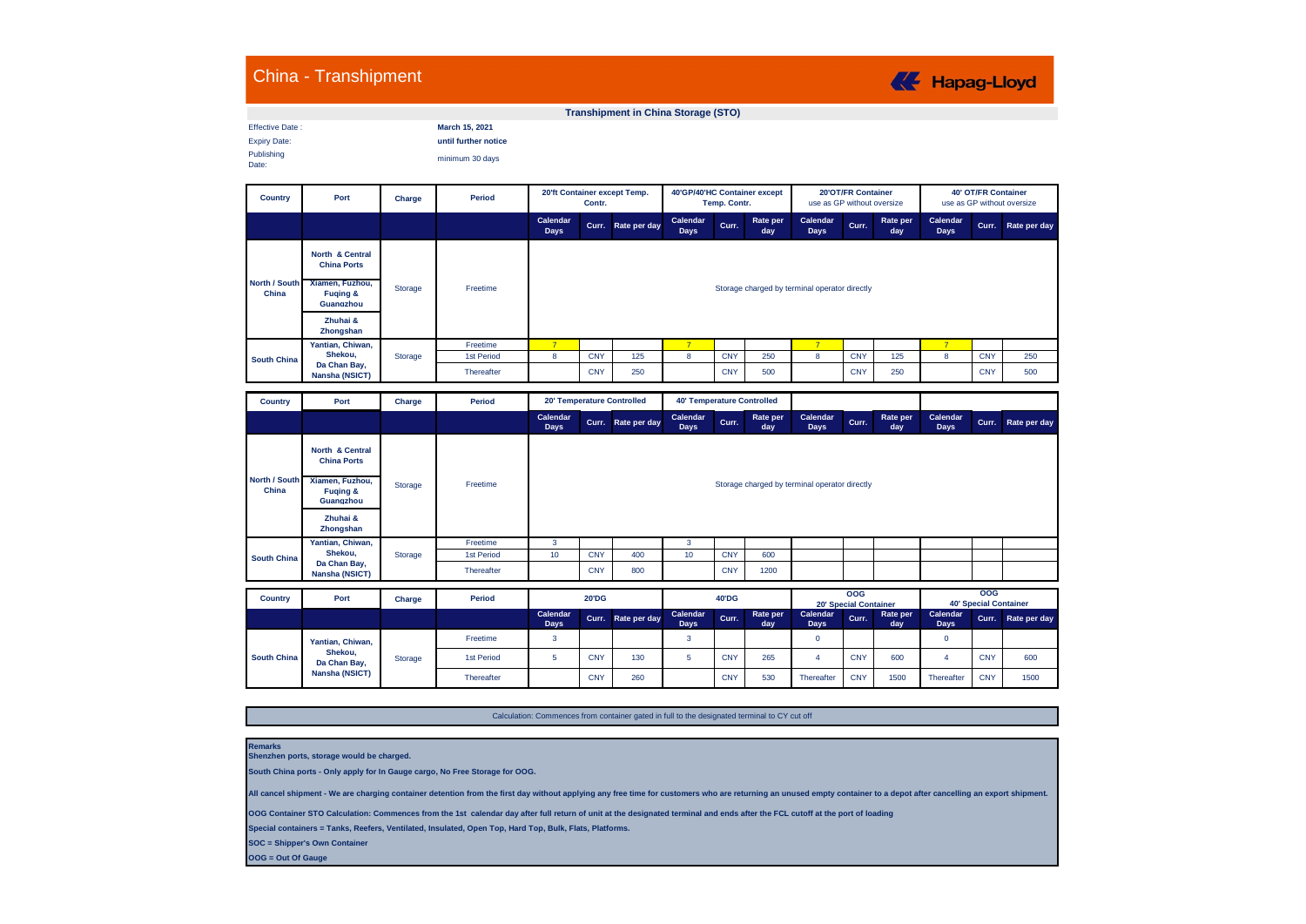# China - Transhipment

Hapag-Lloyd

## Transhipment in China Storage (STO)

| | |
|---|---|
| Effective Date : | March 15, 2021 |
| Expiry Date: | until further notice |
| Publishing Date: | minimum 30 days |

| Country | Port | Charge | Period | 20'ft Container except Temp. Contr. | | | 40'GP/40'HC Container except Temp. Contr. | | | 20'OT/FR Container use as GP without oversize | | | 40' OT/FR Container use as GP without oversize | | |
|---|---|---|---|---|---|---|---|---|---|---|---|---|---|---|---|
| | | | | Calendar Days | Curr. | Rate per day | Calendar Days | Curr. | Rate per day | Calendar Days | Curr. | Rate per day | Calendar Days | Curr. | Rate per day |
| North / South China | North & Central China Ports<br>Xiamen, Fuzhou, Fuqing & Guangzhou<br>Zhuhai & Zhongshan | Storage | Freetime | Storage charged by terminal operator directly | | | | | | | | | | | |
| South China | Yantian, Chiwan, Shekou, Da Chan Bay, Nansha (NSICT) | Storage | Freetime | 7 | | | 7 | | | 7 | | | 7 | | |
| | | | 1st Period | 8 | CNY | 125 | 8 | CNY | 250 | 8 | CNY | 125 | 8 | CNY | 250 |
| | | | Thereafter | | CNY | 250 | | CNY | 500 | | CNY | 250 | | CNY | 500 |

| Country | Port | Charge | Period | 20' Temperature Controlled | | | 40' Temperature Controlled | | | | | | | | |
|---|---|---|---|---|---|---|---|---|---|---|---|---|---|---|---|
| | | | | Calendar Days | Curr. | Rate per day | Calendar Days | Curr. | Rate per day | Calendar Days | Curr. | Rate per day | Calendar Days | Curr. | Rate per day |
| North / South China | North & Central China Ports<br>Xiamen, Fuzhou, Fuqing & Guangzhou<br>Zhuhai & Zhongshan | Storage | Freetime | Storage charged by terminal operator directly | | | | | | | | | | | |
| South China | Yantian, Chiwan, Shekou, Da Chan Bay, Nansha (NSICT) | Storage | Freetime | 3 | | | 3 | | | | | | | | |
| | | | 1st Period | 10 | CNY | 400 | 10 | CNY | 600 | | | | | | |
| | | | Thereafter | | CNY | 800 | | CNY | 1200 | | | | | | |

| Country | Port | Charge | Period | 20'DG | | | 40'DG | | | OOG 20' Special Container | | | OOG 40' Special Container | | |
|---|---|---|---|---|---|---|---|---|---|---|---|---|---|---|---|
| | | | | Calendar Days | Curr. | Rate per day | Calendar Days | Curr. | Rate per day | Calendar Days | Curr. | Rate per day | Calendar Days | Curr. | Rate per day |
| South China | Yantian, Chiwan, Shekou, Da Chan Bay, Nansha (NSICT) | Storage | Freetime | 3 | | | 3 | | | 0 | | | 0 | | |
| | | | 1st Period | 5 | CNY | 130 | 5 | CNY | 265 | 4 | CNY | 600 | 4 | CNY | 600 |
| | | | Thereafter | | CNY | 260 | | CNY | 530 | Thereafter | CNY | 1500 | Thereafter | CNY | 1500 |

Calculation: Commences from container gated in full to the designated terminal to CY cut off

**Remarks**

**Shenzhen ports, storage would be charged.**

**South China ports - Only apply for In Gauge cargo, No Free Storage for OOG.**

**All cancel shipment - We are charging container detention from the first day without applying any free time for customers who are returning an unused empty container to a depot after cancelling an export shipment.**

**OOG Container STO Calculation: Commences from the 1st calendar day after full return of unit at the designated terminal and ends after the FCL cutoff at the port of loading**

**Special containers = Tanks, Reefers, Ventilated, Insulated, Open Top, Hard Top, Bulk, Flats, Platforms.**

**SOC = Shipper's Own Container**

**OOG = Out Of Gauge**